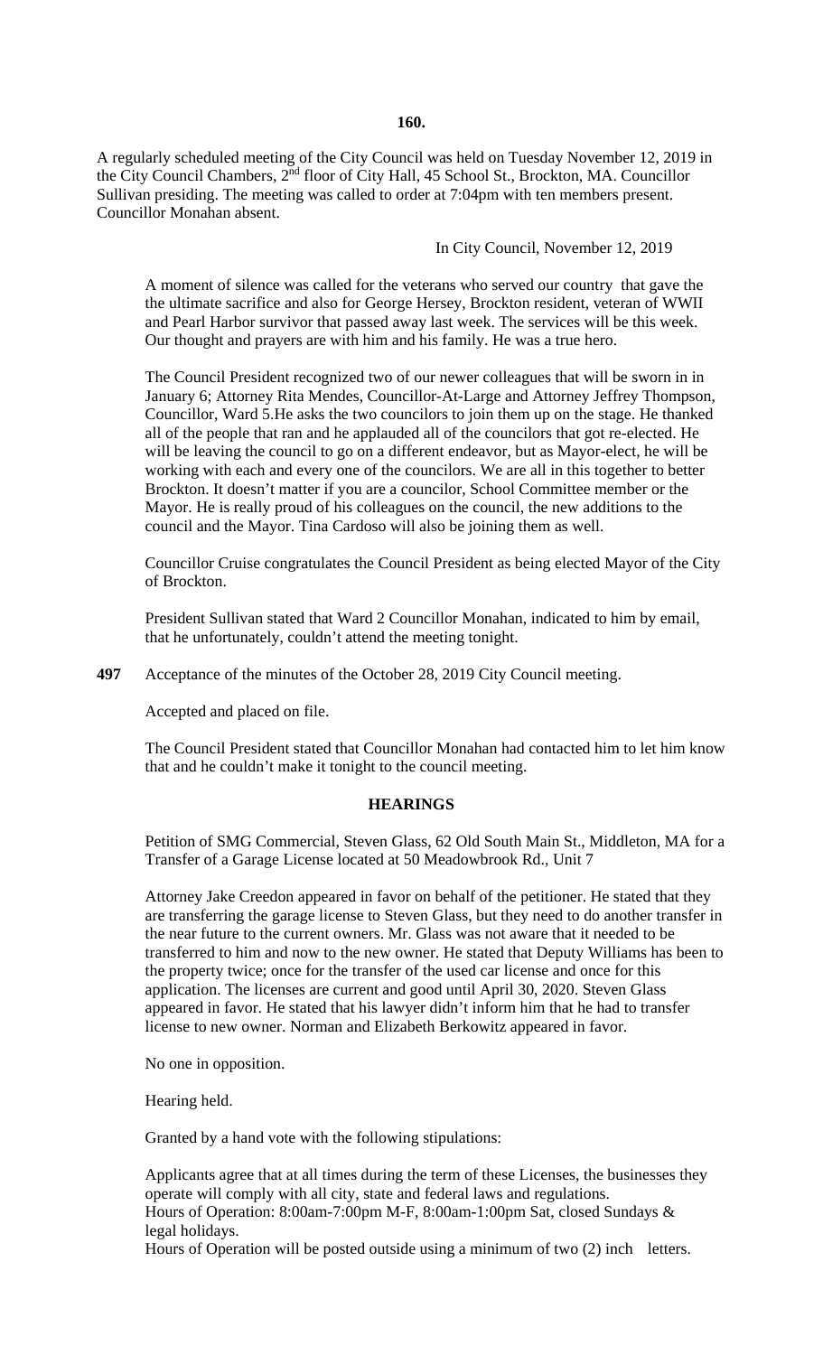A regularly scheduled meeting of the City Council was held on Tuesday November 12, 2019 in the City Council Chambers, 2nd floor of City Hall, 45 School St., Brockton, MA. Councillor Sullivan presiding. The meeting was called to order at 7:04pm with ten members present. Councillor Monahan absent.

In City Council, November 12, 2019

A moment of silence was called for the veterans who served our country that gave the the ultimate sacrifice and also for George Hersey, Brockton resident, veteran of WWII and Pearl Harbor survivor that passed away last week. The services will be this week. Our thought and prayers are with him and his family. He was a true hero.

The Council President recognized two of our newer colleagues that will be sworn in in January 6; Attorney Rita Mendes, Councillor-At-Large and Attorney Jeffrey Thompson, Councillor, Ward 5.He asks the two councilors to join them up on the stage. He thanked all of the people that ran and he applauded all of the councilors that got re-elected. He will be leaving the council to go on a different endeavor, but as Mayor-elect, he will be working with each and every one of the councilors. We are all in this together to better Brockton. It doesn't matter if you are a councilor, School Committee member or the Mayor. He is really proud of his colleagues on the council, the new additions to the council and the Mayor. Tina Cardoso will also be joining them as well.

Councillor Cruise congratulates the Council President as being elected Mayor of the City of Brockton.

President Sullivan stated that Ward 2 Councillor Monahan, indicated to him by email, that he unfortunately, couldn't attend the meeting tonight.

**497** Acceptance of the minutes of the October 28, 2019 City Council meeting.

Accepted and placed on file.

The Council President stated that Councillor Monahan had contacted him to let him know that and he couldn't make it tonight to the council meeting.

## HEARINGS

Petition of SMG Commercial, Steven Glass, 62 Old South Main St., Middleton, MA for a Transfer of a Garage License located at 50 Meadowbrook Rd., Unit 7

Attorney Jake Creedon appeared in favor on behalf of the petitioner. He stated that they are transferring the garage license to Steven Glass, but they need to do another transfer in the near future to the current owners. Mr. Glass was not aware that it needed to be transferred to him and now to the new owner. He stated that Deputy Williams has been to the property twice; once for the transfer of the used car license and once for this application. The licenses are current and good until April 30, 2020. Steven Glass appeared in favor. He stated that his lawyer didn't inform him that he had to transfer license to new owner. Norman and Elizabeth Berkowitz appeared in favor.

No one in opposition.

Hearing held.

Granted by a hand vote with the following stipulations:

Applicants agree that at all times during the term of these Licenses, the businesses they operate will comply with all city, state and federal laws and regulations.
Hours of Operation: 8:00am-7:00pm M-F, 8:00am-1:00pm Sat, closed Sundays & legal holidays.
Hours of Operation will be posted outside using a minimum of two (2) inch letters.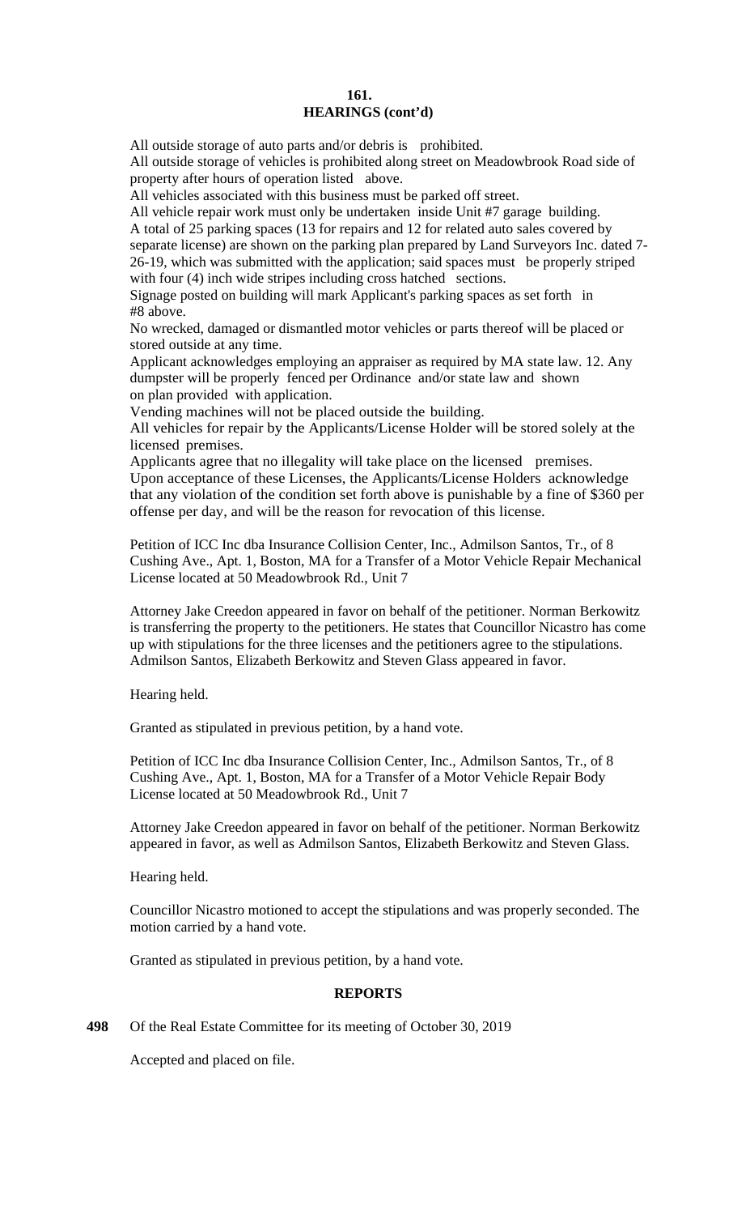**161.**
**HEARINGS (cont'd)**

All outside storage of auto parts and/or debris is prohibited.
All outside storage of vehicles is prohibited along street on Meadowbrook Road side of property after hours of operation listed above.
All vehicles associated with this business must be parked off street.
All vehicle repair work must only be undertaken inside Unit #7 garage building.
A total of 25 parking spaces (13 for repairs and 12 for related auto sales covered by separate license) are shown on the parking plan prepared by Land Surveyors Inc. dated 7-26-19, which was submitted with the application; said spaces must be properly striped with four (4) inch wide stripes including cross hatched sections.
Signage posted on building will mark Applicant's parking spaces as set forth in #8 above.
No wrecked, damaged or dismantled motor vehicles or parts thereof will be placed or stored outside at any time.
Applicant acknowledges employing an appraiser as required by MA state law. 12. Any dumpster will be properly fenced per Ordinance and/or state law and shown on plan provided with application.
Vending machines will not be placed outside the building.
All vehicles for repair by the Applicants/License Holder will be stored solely at the licensed premises.
Applicants agree that no illegality will take place on the licensed premises.
Upon acceptance of these Licenses, the Applicants/License Holders acknowledge that any violation of the condition set forth above is punishable by a fine of $360 per offense per day, and will be the reason for revocation of this license.

Petition of ICC Inc dba Insurance Collision Center, Inc., Admilson Santos, Tr., of 8 Cushing Ave., Apt. 1, Boston, MA for a Transfer of a Motor Vehicle Repair Mechanical License located at 50 Meadowbrook Rd., Unit 7

Attorney Jake Creedon appeared in favor on behalf of the petitioner. Norman Berkowitz is transferring the property to the petitioners. He states that Councillor Nicastro has come up with stipulations for the three licenses and the petitioners agree to the stipulations. Admilson Santos, Elizabeth Berkowitz and Steven Glass appeared in favor.

Hearing held.

Granted as stipulated in previous petition, by a hand vote.

Petition of ICC Inc dba Insurance Collision Center, Inc., Admilson Santos, Tr., of 8 Cushing Ave., Apt. 1, Boston, MA for a Transfer of a Motor Vehicle Repair Body License located at 50 Meadowbrook Rd., Unit 7

Attorney Jake Creedon appeared in favor on behalf of the petitioner. Norman Berkowitz appeared in favor, as well as Admilson Santos, Elizabeth Berkowitz and Steven Glass.

Hearing held.

Councillor Nicastro motioned to accept the stipulations and was properly seconded. The motion carried by a hand vote.

Granted as stipulated in previous petition, by a hand vote.

**REPORTS**

**498** Of the Real Estate Committee for its meeting of October 30, 2019

Accepted and placed on file.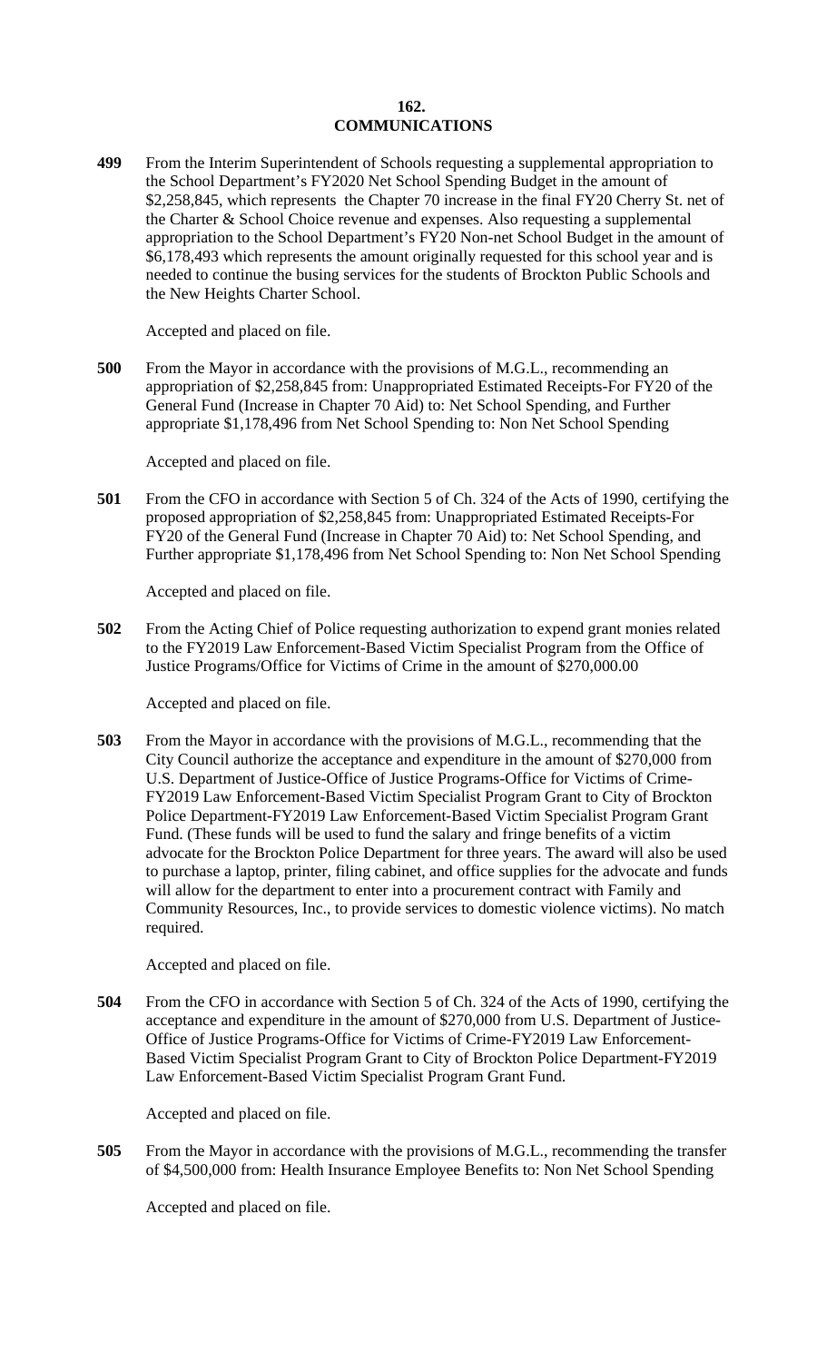**162.**

**COMMUNICATIONS**

**499** From the Interim Superintendent of Schools requesting a supplemental appropriation to the School Department's FY2020 Net School Spending Budget in the amount of $2,258,845, which represents the Chapter 70 increase in the final FY20 Cherry St. net of the Charter & School Choice revenue and expenses. Also requesting a supplemental appropriation to the School Department's FY20 Non-net School Budget in the amount of $6,178,493 which represents the amount originally requested for this school year and is needed to continue the busing services for the students of Brockton Public Schools and the New Heights Charter School.

Accepted and placed on file.

**500** From the Mayor in accordance with the provisions of M.G.L., recommending an appropriation of $2,258,845 from: Unappropriated Estimated Receipts-For FY20 of the General Fund (Increase in Chapter 70 Aid) to: Net School Spending, and Further appropriate $1,178,496 from Net School Spending to: Non Net School Spending

Accepted and placed on file.

**501** From the CFO in accordance with Section 5 of Ch. 324 of the Acts of 1990, certifying the proposed appropriation of $2,258,845 from: Unappropriated Estimated Receipts-For FY20 of the General Fund (Increase in Chapter 70 Aid) to: Net School Spending, and Further appropriate $1,178,496 from Net School Spending to: Non Net School Spending

Accepted and placed on file.

**502** From the Acting Chief of Police requesting authorization to expend grant monies related to the FY2019 Law Enforcement-Based Victim Specialist Program from the Office of Justice Programs/Office for Victims of Crime in the amount of $270,000.00

Accepted and placed on file.

**503** From the Mayor in accordance with the provisions of M.G.L., recommending that the City Council authorize the acceptance and expenditure in the amount of $270,000 from U.S. Department of Justice-Office of Justice Programs-Office for Victims of Crime-FY2019 Law Enforcement-Based Victim Specialist Program Grant to City of Brockton Police Department-FY2019 Law Enforcement-Based Victim Specialist Program Grant Fund. (These funds will be used to fund the salary and fringe benefits of a victim advocate for the Brockton Police Department for three years. The award will also be used to purchase a laptop, printer, filing cabinet, and office supplies for the advocate and funds will allow for the department to enter into a procurement contract with Family and Community Resources, Inc., to provide services to domestic violence victims). No match required.

Accepted and placed on file.

**504** From the CFO in accordance with Section 5 of Ch. 324 of the Acts of 1990, certifying the acceptance and expenditure in the amount of $270,000 from U.S. Department of Justice-Office of Justice Programs-Office for Victims of Crime-FY2019 Law Enforcement-Based Victim Specialist Program Grant to City of Brockton Police Department-FY2019 Law Enforcement-Based Victim Specialist Program Grant Fund.

Accepted and placed on file.

**505** From the Mayor in accordance with the provisions of M.G.L., recommending the transfer of $4,500,000 from: Health Insurance Employee Benefits to: Non Net School Spending

Accepted and placed on file.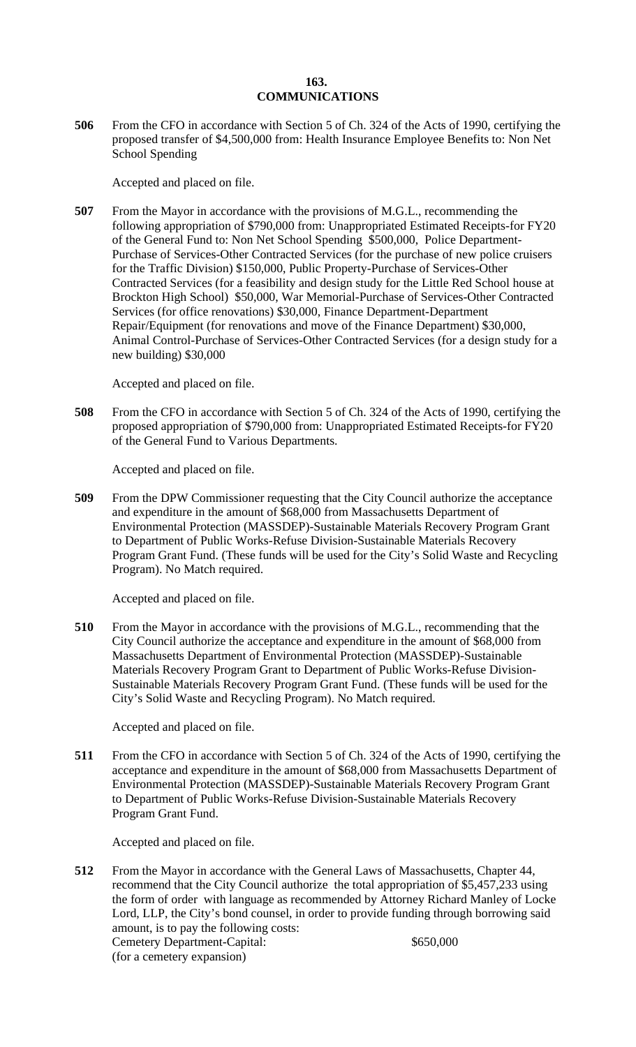# 163.
# COMMUNICATIONS

**506** From the CFO in accordance with Section 5 of Ch. 324 of the Acts of 1990, certifying the proposed transfer of $4,500,000 from: Health Insurance Employee Benefits to: Non Net School Spending

Accepted and placed on file.

**507** From the Mayor in accordance with the provisions of M.G.L., recommending the following appropriation of $790,000 from: Unappropriated Estimated Receipts-for FY20 of the General Fund to: Non Net School Spending $500,000, Police Department-Purchase of Services-Other Contracted Services (for the purchase of new police cruisers for the Traffic Division) $150,000, Public Property-Purchase of Services-Other Contracted Services (for a feasibility and design study for the Little Red School house at Brockton High School) $50,000, War Memorial-Purchase of Services-Other Contracted Services (for office renovations) $30,000, Finance Department-Department Repair/Equipment (for renovations and move of the Finance Department) $30,000, Animal Control-Purchase of Services-Other Contracted Services (for a design study for a new building) $30,000

Accepted and placed on file.

**508** From the CFO in accordance with Section 5 of Ch. 324 of the Acts of 1990, certifying the proposed appropriation of $790,000 from: Unappropriated Estimated Receipts-for FY20 of the General Fund to Various Departments.

Accepted and placed on file.

**509** From the DPW Commissioner requesting that the City Council authorize the acceptance and expenditure in the amount of $68,000 from Massachusetts Department of Environmental Protection (MASSDEP)-Sustainable Materials Recovery Program Grant to Department of Public Works-Refuse Division-Sustainable Materials Recovery Program Grant Fund. (These funds will be used for the City's Solid Waste and Recycling Program). No Match required.

Accepted and placed on file.

**510** From the Mayor in accordance with the provisions of M.G.L., recommending that the City Council authorize the acceptance and expenditure in the amount of $68,000 from Massachusetts Department of Environmental Protection (MASSDEP)-Sustainable Materials Recovery Program Grant to Department of Public Works-Refuse Division-Sustainable Materials Recovery Program Grant Fund. (These funds will be used for the City's Solid Waste and Recycling Program). No Match required.

Accepted and placed on file.

**511** From the CFO in accordance with Section 5 of Ch. 324 of the Acts of 1990, certifying the acceptance and expenditure in the amount of $68,000 from Massachusetts Department of Environmental Protection (MASSDEP)-Sustainable Materials Recovery Program Grant to Department of Public Works-Refuse Division-Sustainable Materials Recovery Program Grant Fund.

Accepted and placed on file.

**512** From the Mayor in accordance with the General Laws of Massachusetts, Chapter 44, recommend that the City Council authorize the total appropriation of $5,457,233 using the form of order with language as recommended by Attorney Richard Manley of Locke Lord, LLP, the City's bond counsel, in order to provide funding through borrowing said amount, is to pay the following costs:

Cemetery Department-Capital: $650,000
(for a cemetery expansion)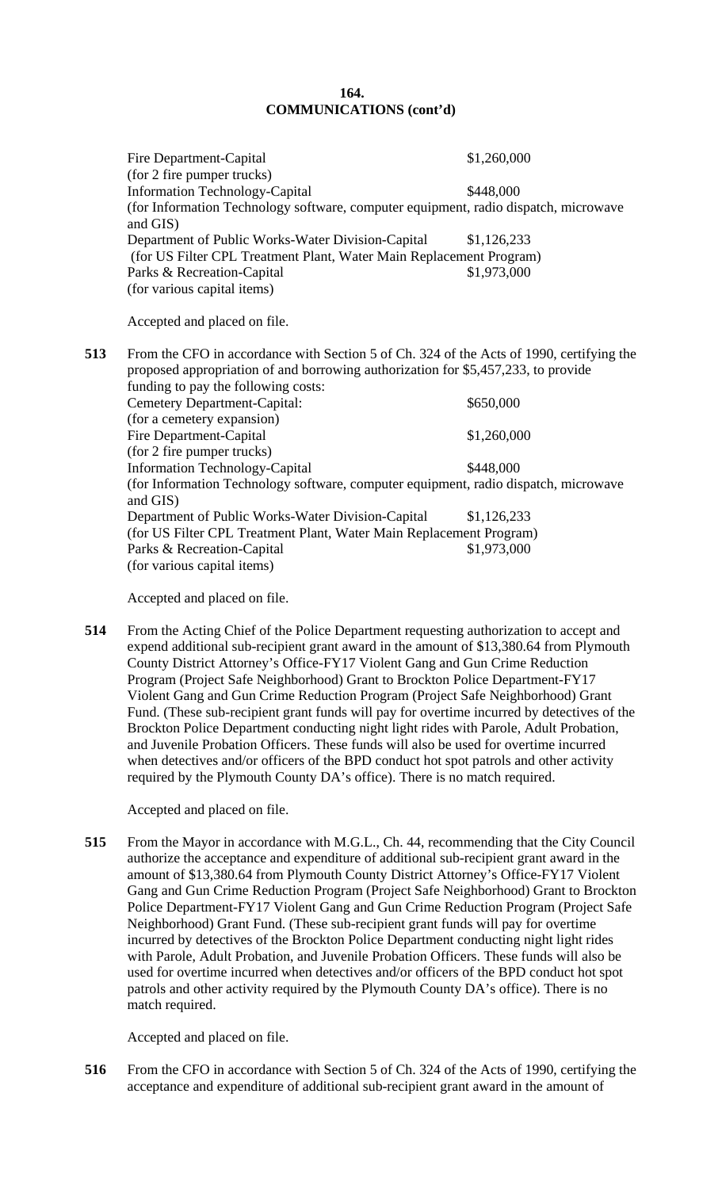**164.**
**COMMUNICATIONS (cont'd)**

| | |
|---|---|
| Fire Department-Capital (for 2 fire pumper trucks) | $1,260,000 |
| Information Technology-Capital (for Information Technology software, computer equipment, radio dispatch, microwave and GIS) | $448,000 |
| Department of Public Works-Water Division-Capital (for US Filter CPL Treatment Plant, Water Main Replacement Program) | $1,126,233 |
| Parks & Recreation-Capital (for various capital items) | $1,973,000 |

Accepted and placed on file.

**513** From the CFO in accordance with Section 5 of Ch. 324 of the Acts of 1990, certifying the proposed appropriation of and borrowing authorization for $5,457,233, to provide funding to pay the following costs:

| | |
|---|---|
| Cemetery Department-Capital: (for a cemetery expansion) | $650,000 |
| Fire Department-Capital (for 2 fire pumper trucks) | $1,260,000 |
| Information Technology-Capital (for Information Technology software, computer equipment, radio dispatch, microwave and GIS) | $448,000 |
| Department of Public Works-Water Division-Capital (for US Filter CPL Treatment Plant, Water Main Replacement Program) | $1,126,233 |
| Parks & Recreation-Capital (for various capital items) | $1,973,000 |

Accepted and placed on file.

**514** From the Acting Chief of the Police Department requesting authorization to accept and expend additional sub-recipient grant award in the amount of $13,380.64 from Plymouth County District Attorney's Office-FY17 Violent Gang and Gun Crime Reduction Program (Project Safe Neighborhood) Grant to Brockton Police Department-FY17 Violent Gang and Gun Crime Reduction Program (Project Safe Neighborhood) Grant Fund. (These sub-recipient grant funds will pay for overtime incurred by detectives of the Brockton Police Department conducting night light rides with Parole, Adult Probation, and Juvenile Probation Officers. These funds will also be used for overtime incurred when detectives and/or officers of the BPD conduct hot spot patrols and other activity required by the Plymouth County DA's office). There is no match required.

Accepted and placed on file.

**515** From the Mayor in accordance with M.G.L., Ch. 44, recommending that the City Council authorize the acceptance and expenditure of additional sub-recipient grant award in the amount of $13,380.64 from Plymouth County District Attorney's Office-FY17 Violent Gang and Gun Crime Reduction Program (Project Safe Neighborhood) Grant to Brockton Police Department-FY17 Violent Gang and Gun Crime Reduction Program (Project Safe Neighborhood) Grant Fund. (These sub-recipient grant funds will pay for overtime incurred by detectives of the Brockton Police Department conducting night light rides with Parole, Adult Probation, and Juvenile Probation Officers. These funds will also be used for overtime incurred when detectives and/or officers of the BPD conduct hot spot patrols and other activity required by the Plymouth County DA's office). There is no match required.

Accepted and placed on file.

**516** From the CFO in accordance with Section 5 of Ch. 324 of the Acts of 1990, certifying the acceptance and expenditure of additional sub-recipient grant award in the amount of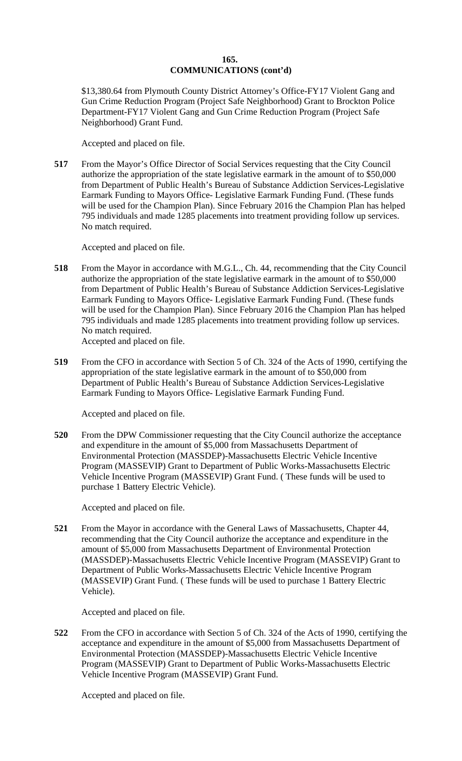**165.**
**COMMUNICATIONS (cont'd)**

$13,380.64 from Plymouth County District Attorney's Office-FY17 Violent Gang and Gun Crime Reduction Program (Project Safe Neighborhood) Grant to Brockton Police Department-FY17 Violent Gang and Gun Crime Reduction Program (Project Safe Neighborhood) Grant Fund.

Accepted and placed on file.

**517** From the Mayor's Office Director of Social Services requesting that the City Council authorize the appropriation of the state legislative earmark in the amount of to $50,000 from Department of Public Health's Bureau of Substance Addiction Services-Legislative Earmark Funding to Mayors Office- Legislative Earmark Funding Fund. (These funds will be used for the Champion Plan). Since February 2016 the Champion Plan has helped 795 individuals and made 1285 placements into treatment providing follow up services. No match required.

Accepted and placed on file.

**518** From the Mayor in accordance with M.G.L., Ch. 44, recommending that the City Council authorize the appropriation of the state legislative earmark in the amount of to $50,000 from Department of Public Health's Bureau of Substance Addiction Services-Legislative Earmark Funding to Mayors Office- Legislative Earmark Funding Fund. (These funds will be used for the Champion Plan). Since February 2016 the Champion Plan has helped 795 individuals and made 1285 placements into treatment providing follow up services. No match required.
Accepted and placed on file.

**519** From the CFO in accordance with Section 5 of Ch. 324 of the Acts of 1990, certifying the appropriation of the state legislative earmark in the amount of to $50,000 from Department of Public Health's Bureau of Substance Addiction Services-Legislative Earmark Funding to Mayors Office- Legislative Earmark Funding Fund.

Accepted and placed on file.

**520** From the DPW Commissioner requesting that the City Council authorize the acceptance and expenditure in the amount of $5,000 from Massachusetts Department of Environmental Protection (MASSDEP)-Massachusetts Electric Vehicle Incentive Program (MASSEVIP) Grant to Department of Public Works-Massachusetts Electric Vehicle Incentive Program (MASSEVIP) Grant Fund. ( These funds will be used to purchase 1 Battery Electric Vehicle).

Accepted and placed on file.

**521** From the Mayor in accordance with the General Laws of Massachusetts, Chapter 44, recommending that the City Council authorize the acceptance and expenditure in the amount of $5,000 from Massachusetts Department of Environmental Protection (MASSDEP)-Massachusetts Electric Vehicle Incentive Program (MASSEVIP) Grant to Department of Public Works-Massachusetts Electric Vehicle Incentive Program (MASSEVIP) Grant Fund. ( These funds will be used to purchase 1 Battery Electric Vehicle).

Accepted and placed on file.

**522** From the CFO in accordance with Section 5 of Ch. 324 of the Acts of 1990, certifying the acceptance and expenditure in the amount of $5,000 from Massachusetts Department of Environmental Protection (MASSDEP)-Massachusetts Electric Vehicle Incentive Program (MASSEVIP) Grant to Department of Public Works-Massachusetts Electric Vehicle Incentive Program (MASSEVIP) Grant Fund.

Accepted and placed on file.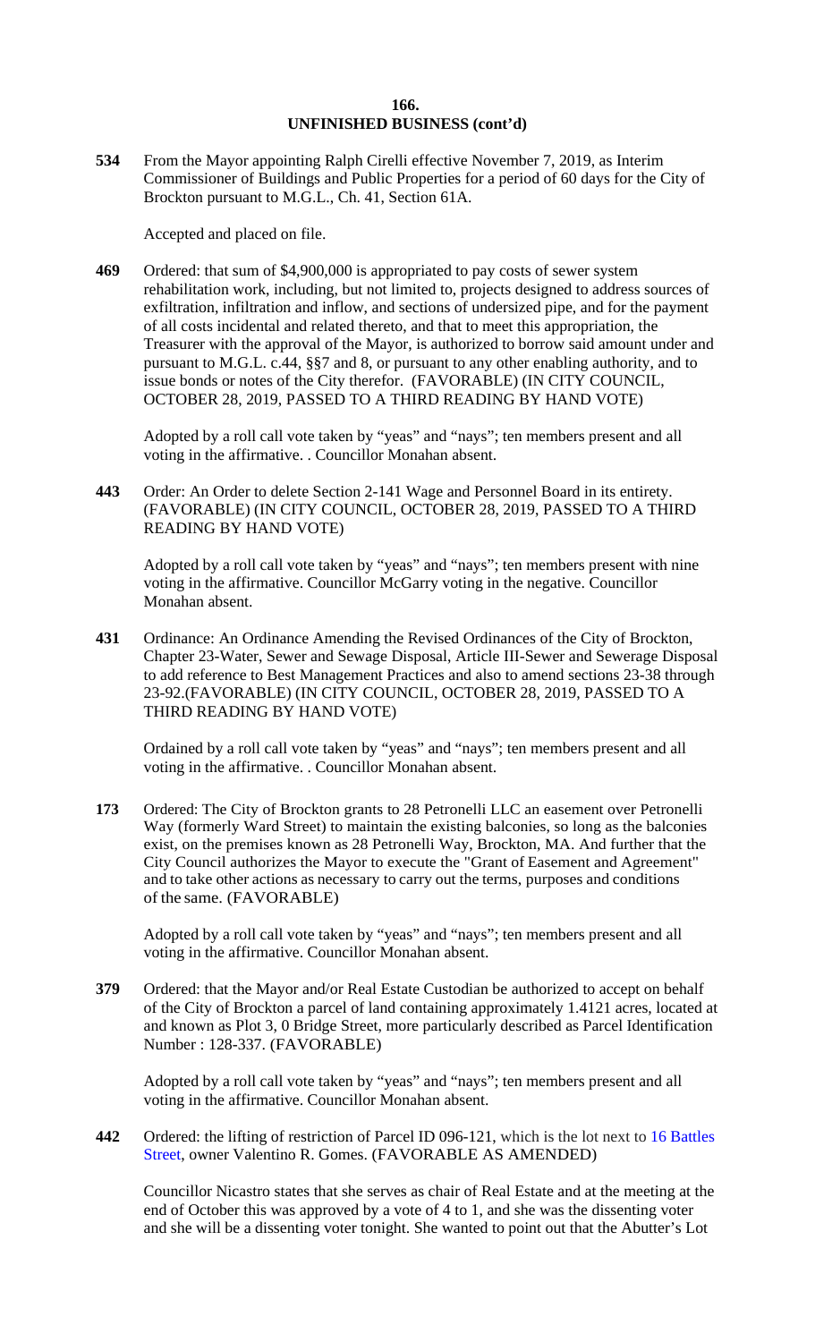**UNFINISHED BUSINESS (cont'd)**

**534** From the Mayor appointing Ralph Cirelli effective November 7, 2019, as Interim Commissioner of Buildings and Public Properties for a period of 60 days for the City of Brockton pursuant to M.G.L., Ch. 41, Section 61A.

Accepted and placed on file.

**469** Ordered: that sum of $4,900,000 is appropriated to pay costs of sewer system rehabilitation work, including, but not limited to, projects designed to address sources of exfiltration, infiltration and inflow, and sections of undersized pipe, and for the payment of all costs incidental and related thereto, and that to meet this appropriation, the Treasurer with the approval of the Mayor, is authorized to borrow said amount under and pursuant to M.G.L. c.44, §§7 and 8, or pursuant to any other enabling authority, and to issue bonds or notes of the City therefor. (FAVORABLE) (IN CITY COUNCIL, OCTOBER 28, 2019, PASSED TO A THIRD READING BY HAND VOTE)

Adopted by a roll call vote taken by "yeas" and "nays"; ten members present and all voting in the affirmative. . Councillor Monahan absent.

**443** Order: An Order to delete Section 2-141 Wage and Personnel Board in its entirety. (FAVORABLE) (IN CITY COUNCIL, OCTOBER 28, 2019, PASSED TO A THIRD READING BY HAND VOTE)

Adopted by a roll call vote taken by "yeas" and "nays"; ten members present with nine voting in the affirmative. Councillor McGarry voting in the negative. Councillor Monahan absent.

**431** Ordinance: An Ordinance Amending the Revised Ordinances of the City of Brockton, Chapter 23-Water, Sewer and Sewage Disposal, Article III-Sewer and Sewerage Disposal to add reference to Best Management Practices and also to amend sections 23-38 through 23-92.(FAVORABLE) (IN CITY COUNCIL, OCTOBER 28, 2019, PASSED TO A THIRD READING BY HAND VOTE)

Ordained by a roll call vote taken by "yeas" and "nays"; ten members present and all voting in the affirmative. . Councillor Monahan absent.

**173** Ordered: The City of Brockton grants to 28 Petronelli LLC an easement over Petronelli Way (formerly Ward Street) to maintain the existing balconies, so long as the balconies exist, on the premises known as 28 Petronelli Way, Brockton, MA. And further that the City Council authorizes the Mayor to execute the "Grant of Easement and Agreement" and to take other actions as necessary to carry out the terms, purposes and conditions of the same. (FAVORABLE)

Adopted by a roll call vote taken by "yeas" and "nays"; ten members present and all voting in the affirmative. Councillor Monahan absent.

**379** Ordered: that the Mayor and/or Real Estate Custodian be authorized to accept on behalf of the City of Brockton a parcel of land containing approximately 1.4121 acres, located at and known as Plot 3, 0 Bridge Street, more particularly described as Parcel Identification Number : 128-337. (FAVORABLE)

Adopted by a roll call vote taken by "yeas" and "nays"; ten members present and all voting in the affirmative. Councillor Monahan absent.

**442** Ordered: the lifting of restriction of Parcel ID 096-121, which is the lot next to 16 Battles Street, owner Valentino R. Gomes. (FAVORABLE AS AMENDED)

Councillor Nicastro states that she serves as chair of Real Estate and at the meeting at the end of October this was approved by a vote of 4 to 1, and she was the dissenting voter and she will be a dissenting voter tonight. She wanted to point out that the Abutter's Lot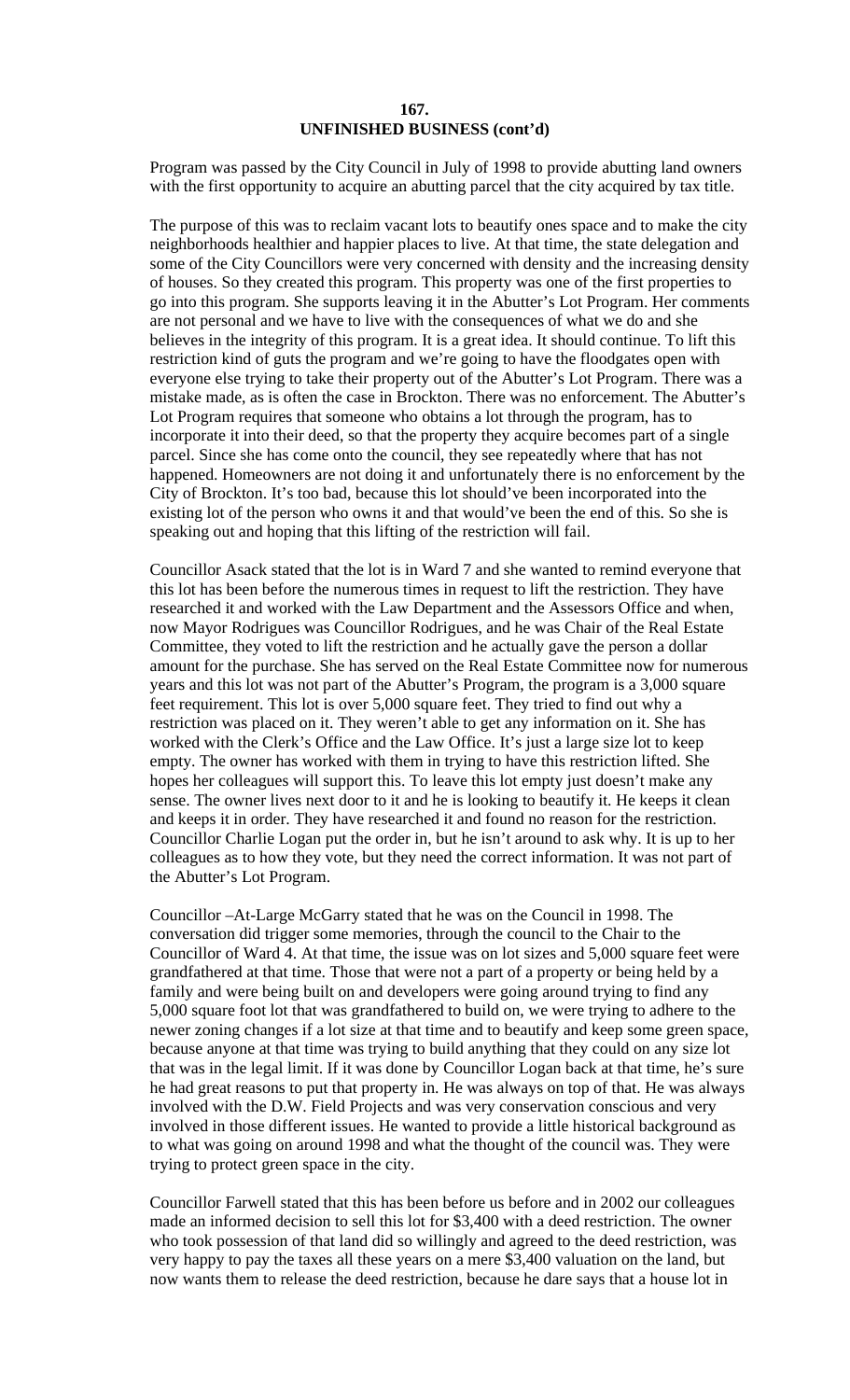## UNFINISHED BUSINESS (cont'd)

Program was passed by the City Council in July of 1998 to provide abutting land owners with the first opportunity to acquire an abutting parcel that the city acquired by tax title.

The purpose of this was to reclaim vacant lots to beautify ones space and to make the city neighborhoods healthier and happier places to live. At that time, the state delegation and some of the City Councillors were very concerned with density and the increasing density of houses. So they created this program. This property was one of the first properties to go into this program. She supports leaving it in the Abutter's Lot Program. Her comments are not personal and we have to live with the consequences of what we do and she believes in the integrity of this program. It is a great idea. It should continue. To lift this restriction kind of guts the program and we're going to have the floodgates open with everyone else trying to take their property out of the Abutter's Lot Program. There was a mistake made, as is often the case in Brockton. There was no enforcement. The Abutter's Lot Program requires that someone who obtains a lot through the program, has to incorporate it into their deed, so that the property they acquire becomes part of a single parcel. Since she has come onto the council, they see repeatedly where that has not happened. Homeowners are not doing it and unfortunately there is no enforcement by the City of Brockton. It's too bad, because this lot should've been incorporated into the existing lot of the person who owns it and that would've been the end of this. So she is speaking out and hoping that this lifting of the restriction will fail.

Councillor Asack stated that the lot is in Ward 7 and she wanted to remind everyone that this lot has been before the numerous times in request to lift the restriction. They have researched it and worked with the Law Department and the Assessors Office and when, now Mayor Rodrigues was Councillor Rodrigues, and he was Chair of the Real Estate Committee, they voted to lift the restriction and he actually gave the person a dollar amount for the purchase. She has served on the Real Estate Committee now for numerous years and this lot was not part of the Abutter's Program, the program is a 3,000 square feet requirement. This lot is over 5,000 square feet. They tried to find out why a restriction was placed on it. They weren't able to get any information on it. She has worked with the Clerk's Office and the Law Office. It's just a large size lot to keep empty. The owner has worked with them in trying to have this restriction lifted. She hopes her colleagues will support this. To leave this lot empty just doesn't make any sense. The owner lives next door to it and he is looking to beautify it. He keeps it clean and keeps it in order. They have researched it and found no reason for the restriction. Councillor Charlie Logan put the order in, but he isn't around to ask why. It is up to her colleagues as to how they vote, but they need the correct information. It was not part of the Abutter's Lot Program.

Councillor –At-Large McGarry stated that he was on the Council in 1998. The conversation did trigger some memories, through the council to the Chair to the Councillor of Ward 4. At that time, the issue was on lot sizes and 5,000 square feet were grandfathered at that time. Those that were not a part of a property or being held by a family and were being built on and developers were going around trying to find any 5,000 square foot lot that was grandfathered to build on, we were trying to adhere to the newer zoning changes if a lot size at that time and to beautify and keep some green space, because anyone at that time was trying to build anything that they could on any size lot that was in the legal limit. If it was done by Councillor Logan back at that time, he's sure he had great reasons to put that property in. He was always on top of that. He was always involved with the D.W. Field Projects and was very conservation conscious and very involved in those different issues. He wanted to provide a little historical background as to what was going on around 1998 and what the thought of the council was. They were trying to protect green space in the city.

Councillor Farwell stated that this has been before us before and in 2002 our colleagues made an informed decision to sell this lot for $3,400 with a deed restriction. The owner who took possession of that land did so willingly and agreed to the deed restriction, was very happy to pay the taxes all these years on a mere $3,400 valuation on the land, but now wants them to release the deed restriction, because he dare says that a house lot in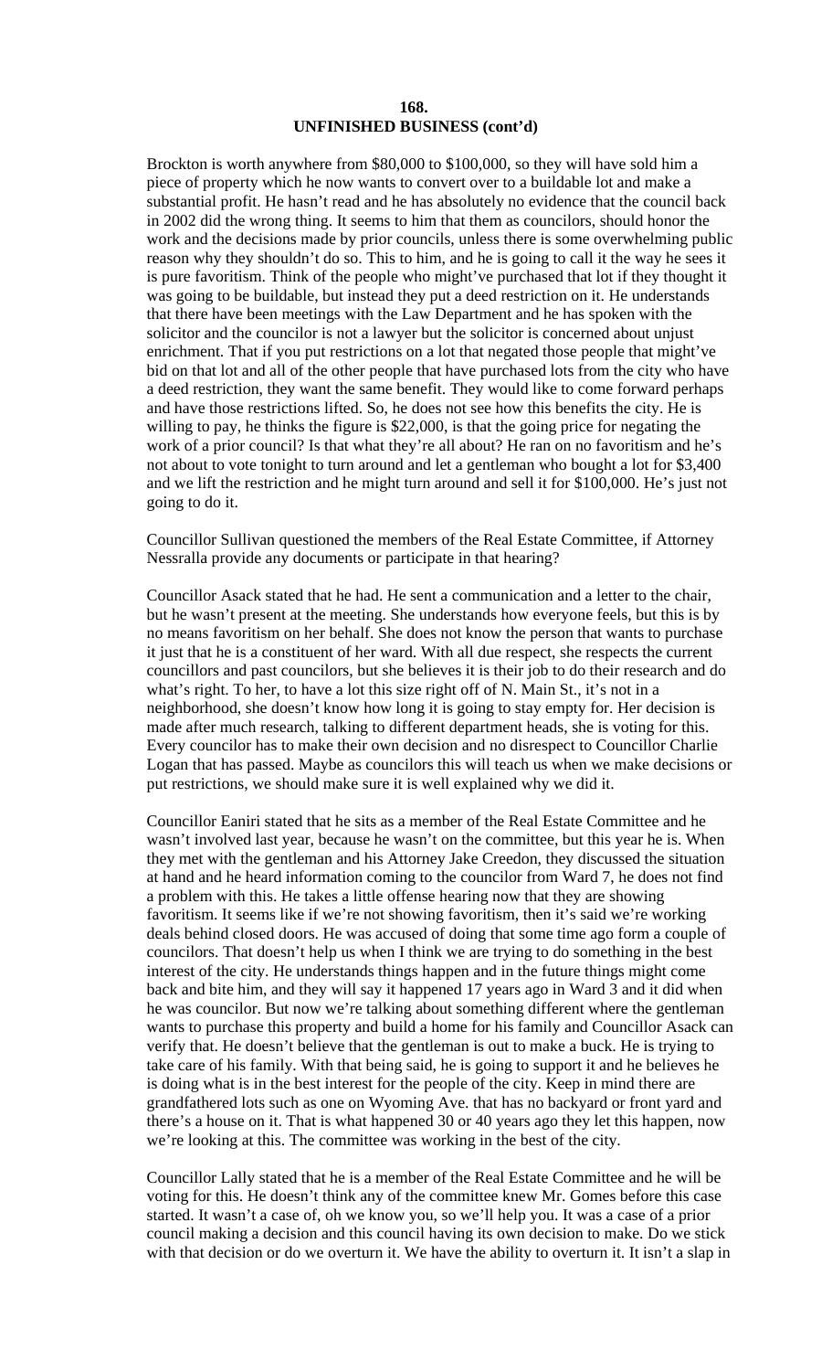## UNFINISHED BUSINESS (cont'd)

Brockton is worth anywhere from $80,000 to $100,000, so they will have sold him a piece of property which he now wants to convert over to a buildable lot and make a substantial profit. He hasn't read and he has absolutely no evidence that the council back in 2002 did the wrong thing. It seems to him that them as councilors, should honor the work and the decisions made by prior councils, unless there is some overwhelming public reason why they shouldn't do so. This to him, and he is going to call it the way he sees it is pure favoritism. Think of the people who might've purchased that lot if they thought it was going to be buildable, but instead they put a deed restriction on it. He understands that there have been meetings with the Law Department and he has spoken with the solicitor and the councilor is not a lawyer but the solicitor is concerned about unjust enrichment. That if you put restrictions on a lot that negated those people that might've bid on that lot and all of the other people that have purchased lots from the city who have a deed restriction, they want the same benefit. They would like to come forward perhaps and have those restrictions lifted. So, he does not see how this benefits the city. He is willing to pay, he thinks the figure is $22,000, is that the going price for negating the work of a prior council? Is that what they're all about? He ran on no favoritism and he's not about to vote tonight to turn around and let a gentleman who bought a lot for $3,400 and we lift the restriction and he might turn around and sell it for $100,000. He's just not going to do it.

Councillor Sullivan questioned the members of the Real Estate Committee, if Attorney Nessralla provide any documents or participate in that hearing?

Councillor Asack stated that he had. He sent a communication and a letter to the chair, but he wasn't present at the meeting. She understands how everyone feels, but this is by no means favoritism on her behalf. She does not know the person that wants to purchase it just that he is a constituent of her ward. With all due respect, she respects the current councillors and past councilors, but she believes it is their job to do their research and do what's right. To her, to have a lot this size right off of N. Main St., it's not in a neighborhood, she doesn't know how long it is going to stay empty for. Her decision is made after much research, talking to different department heads, she is voting for this. Every councilor has to make their own decision and no disrespect to Councillor Charlie Logan that has passed. Maybe as councilors this will teach us when we make decisions or put restrictions, we should make sure it is well explained why we did it.

Councillor Eaniri stated that he sits as a member of the Real Estate Committee and he wasn't involved last year, because he wasn't on the committee, but this year he is. When they met with the gentleman and his Attorney Jake Creedon, they discussed the situation at hand and he heard information coming to the councilor from Ward 7, he does not find a problem with this. He takes a little offense hearing now that they are showing favoritism. It seems like if we're not showing favoritism, then it's said we're working deals behind closed doors. He was accused of doing that some time ago form a couple of councilors. That doesn't help us when I think we are trying to do something in the best interest of the city. He understands things happen and in the future things might come back and bite him, and they will say it happened 17 years ago in Ward 3 and it did when he was councilor. But now we're talking about something different where the gentleman wants to purchase this property and build a home for his family and Councillor Asack can verify that. He doesn't believe that the gentleman is out to make a buck. He is trying to take care of his family. With that being said, he is going to support it and he believes he is doing what is in the best interest for the people of the city. Keep in mind there are grandfathered lots such as one on Wyoming Ave. that has no backyard or front yard and there's a house on it. That is what happened 30 or 40 years ago they let this happen, now we're looking at this. The committee was working in the best of the city.

Councillor Lally stated that he is a member of the Real Estate Committee and he will be voting for this. He doesn't think any of the committee knew Mr. Gomes before this case started. It wasn't a case of, oh we know you, so we'll help you. It was a case of a prior council making a decision and this council having its own decision to make. Do we stick with that decision or do we overturn it. We have the ability to overturn it. It isn't a slap in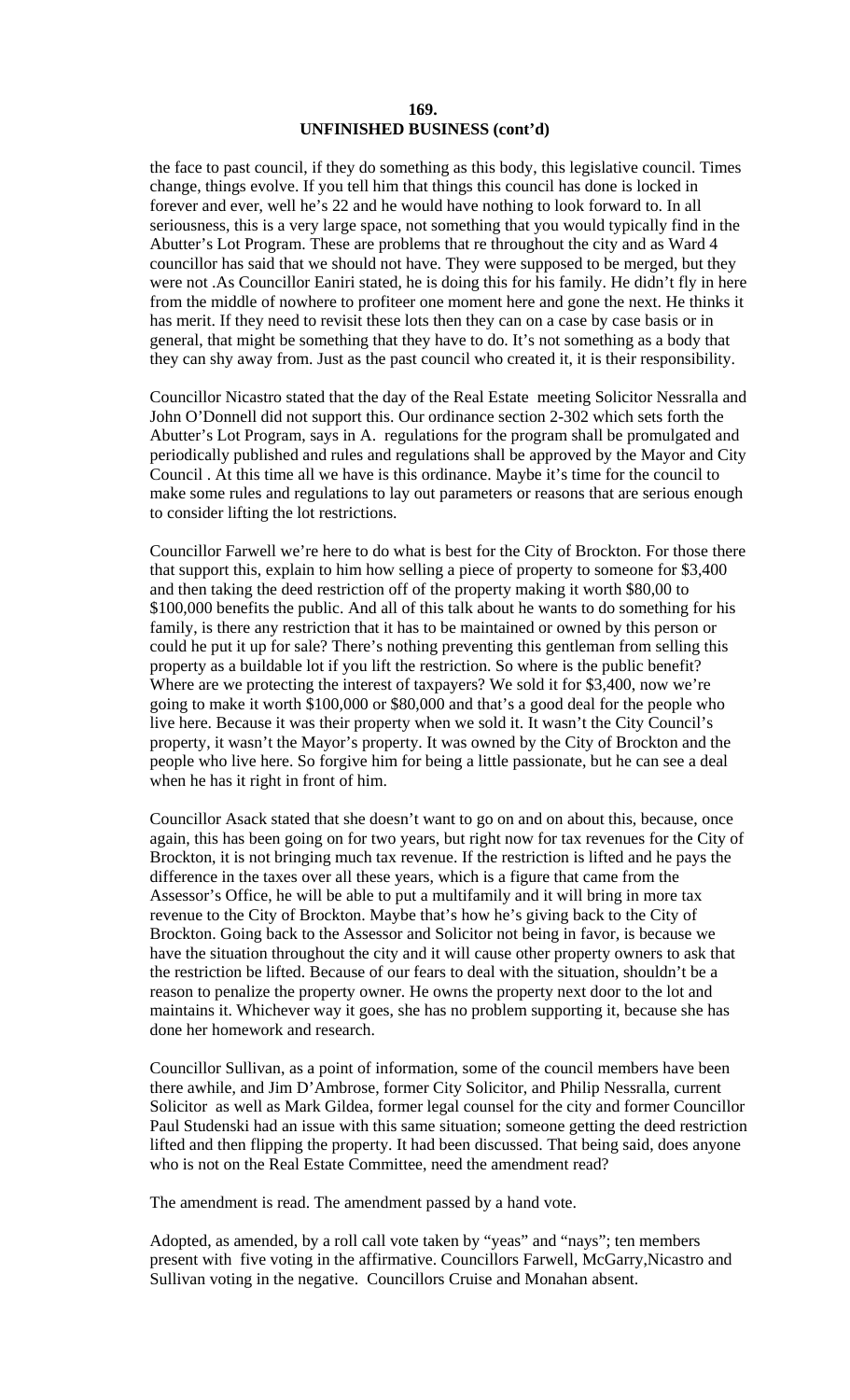## UNFINISHED BUSINESS (cont'd)

the face to past council, if they do something as this body, this legislative council. Times change, things evolve. If you tell him that things this council has done is locked in forever and ever, well he's 22 and he would have nothing to look forward to. In all seriousness, this is a very large space, not something that you would typically find in the Abutter's Lot Program. These are problems that re throughout the city and as Ward 4 councillor has said that we should not have. They were supposed to be merged, but they were not .As Councillor Eaniri stated, he is doing this for his family. He didn't fly in here from the middle of nowhere to profiteer one moment here and gone the next. He thinks it has merit. If they need to revisit these lots then they can on a case by case basis or in general, that might be something that they have to do. It's not something as a body that they can shy away from. Just as the past council who created it, it is their responsibility.

Councillor Nicastro stated that the day of the Real Estate meeting Solicitor Nessralla and John O'Donnell did not support this. Our ordinance section 2-302 which sets forth the Abutter's Lot Program, says in A. regulations for the program shall be promulgated and periodically published and rules and regulations shall be approved by the Mayor and City Council . At this time all we have is this ordinance. Maybe it's time for the council to make some rules and regulations to lay out parameters or reasons that are serious enough to consider lifting the lot restrictions.

Councillor Farwell we're here to do what is best for the City of Brockton. For those there that support this, explain to him how selling a piece of property to someone for $3,400 and then taking the deed restriction off of the property making it worth $80,00 to $100,000 benefits the public. And all of this talk about he wants to do something for his family, is there any restriction that it has to be maintained or owned by this person or could he put it up for sale? There's nothing preventing this gentleman from selling this property as a buildable lot if you lift the restriction. So where is the public benefit? Where are we protecting the interest of taxpayers? We sold it for $3,400, now we're going to make it worth $100,000 or $80,000 and that's a good deal for the people who live here. Because it was their property when we sold it. It wasn't the City Council's property, it wasn't the Mayor's property. It was owned by the City of Brockton and the people who live here. So forgive him for being a little passionate, but he can see a deal when he has it right in front of him.

Councillor Asack stated that she doesn't want to go on and on about this, because, once again, this has been going on for two years, but right now for tax revenues for the City of Brockton, it is not bringing much tax revenue. If the restriction is lifted and he pays the difference in the taxes over all these years, which is a figure that came from the Assessor's Office, he will be able to put a multifamily and it will bring in more tax revenue to the City of Brockton. Maybe that's how he's giving back to the City of Brockton. Going back to the Assessor and Solicitor not being in favor, is because we have the situation throughout the city and it will cause other property owners to ask that the restriction be lifted. Because of our fears to deal with the situation, shouldn't be a reason to penalize the property owner. He owns the property next door to the lot and maintains it. Whichever way it goes, she has no problem supporting it, because she has done her homework and research.

Councillor Sullivan, as a point of information, some of the council members have been there awhile, and Jim D'Ambrose, former City Solicitor, and Philip Nessralla, current Solicitor as well as Mark Gildea, former legal counsel for the city and former Councillor Paul Studenski had an issue with this same situation; someone getting the deed restriction lifted and then flipping the property. It had been discussed. That being said, does anyone who is not on the Real Estate Committee, need the amendment read?

The amendment is read. The amendment passed by a hand vote.

Adopted, as amended, by a roll call vote taken by "yeas" and "nays"; ten members present with five voting in the affirmative. Councillors Farwell, McGarry,Nicastro and Sullivan voting in the negative. Councillors Cruise and Monahan absent.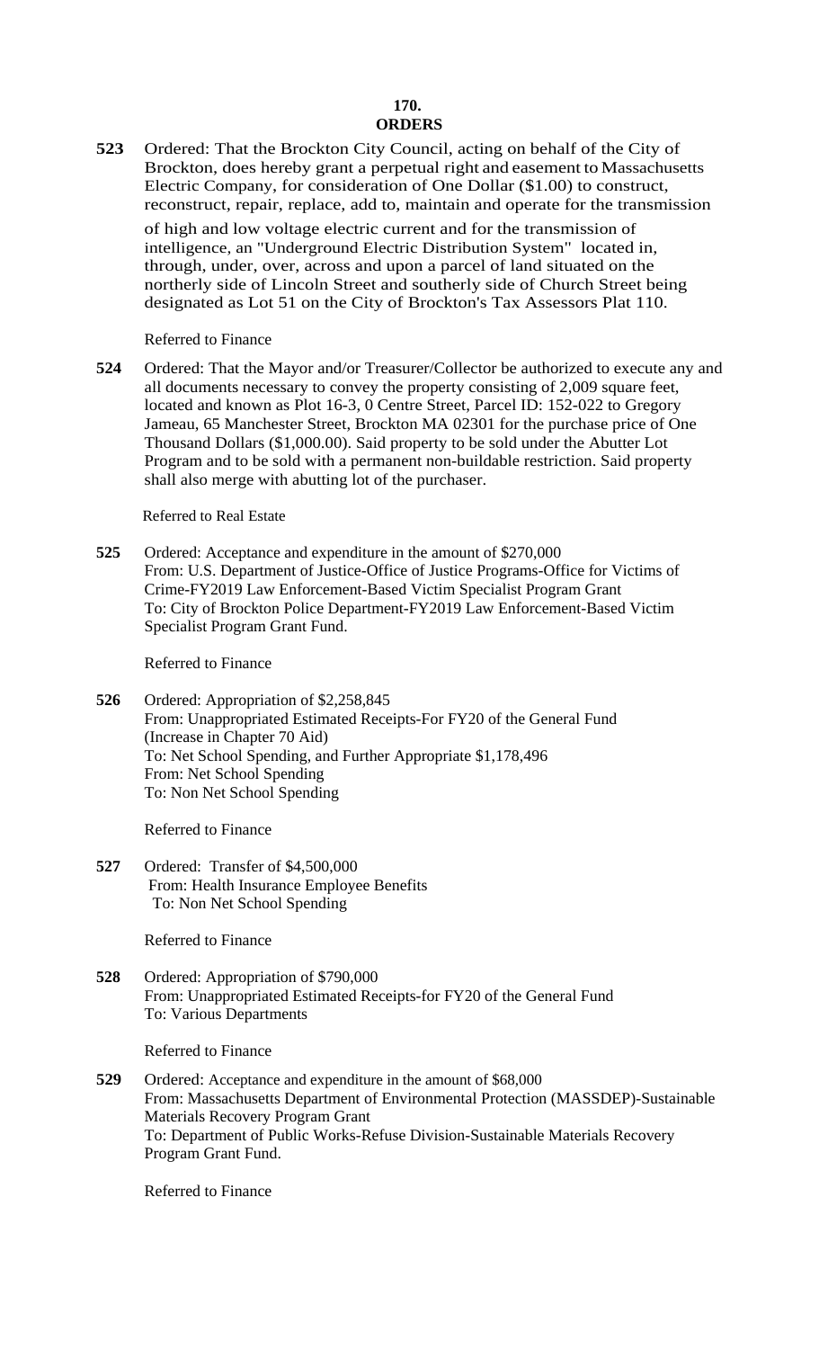**170.**

## ORDERS

**523** Ordered: That the Brockton City Council, acting on behalf of the City of Brockton, does hereby grant a perpetual right and easement to Massachusetts Electric Company, for consideration of One Dollar ($1.00) to construct, reconstruct, repair, replace, add to, maintain and operate for the transmission of high and low voltage electric current and for the transmission of intelligence, an "Underground Electric Distribution System" located in, through, under, over, across and upon a parcel of land situated on the northerly side of Lincoln Street and southerly side of Church Street being designated as Lot 51 on the City of Brockton's Tax Assessors Plat 110.

Referred to Finance

**524** Ordered: That the Mayor and/or Treasurer/Collector be authorized to execute any and all documents necessary to convey the property consisting of 2,009 square feet, located and known as Plot 16-3, 0 Centre Street, Parcel ID: 152-022 to Gregory Jameau, 65 Manchester Street, Brockton MA 02301 for the purchase price of One Thousand Dollars ($1,000.00). Said property to be sold under the Abutter Lot Program and to be sold with a permanent non-buildable restriction. Said property shall also merge with abutting lot of the purchaser.

Referred to Real Estate

**525** Ordered: Acceptance and expenditure in the amount of $270,000
From: U.S. Department of Justice-Office of Justice Programs-Office for Victims of Crime-FY2019 Law Enforcement-Based Victim Specialist Program Grant
To: City of Brockton Police Department-FY2019 Law Enforcement-Based Victim Specialist Program Grant Fund.

Referred to Finance

**526** Ordered: Appropriation of $2,258,845
From: Unappropriated Estimated Receipts-For FY20 of the General Fund (Increase in Chapter 70 Aid)
To: Net School Spending, and Further Appropriate $1,178,496
From: Net School Spending
To: Non Net School Spending

Referred to Finance

**527** Ordered: Transfer of $4,500,000
From: Health Insurance Employee Benefits
To: Non Net School Spending

Referred to Finance

**528** Ordered: Appropriation of $790,000
From: Unappropriated Estimated Receipts-for FY20 of the General Fund
To: Various Departments

Referred to Finance

**529** Ordered: Acceptance and expenditure in the amount of $68,000
From: Massachusetts Department of Environmental Protection (MASSDEP)-Sustainable Materials Recovery Program Grant
To: Department of Public Works-Refuse Division-Sustainable Materials Recovery Program Grant Fund.

Referred to Finance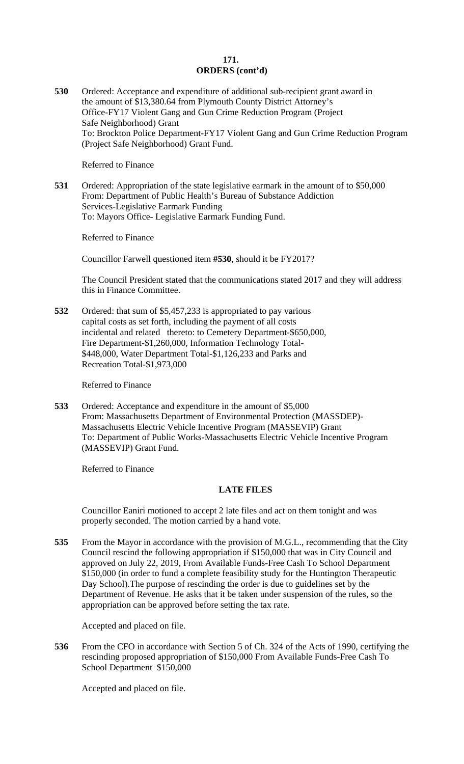**171.**
**ORDERS (cont'd)**

**530** Ordered: Acceptance and expenditure of additional sub-recipient grant award in the amount of $13,380.64 from Plymouth County District Attorney's Office-FY17 Violent Gang and Gun Crime Reduction Program (Project Safe Neighborhood) Grant
To: Brockton Police Department-FY17 Violent Gang and Gun Crime Reduction Program (Project Safe Neighborhood) Grant Fund.

Referred to Finance

**531** Ordered: Appropriation of the state legislative earmark in the amount of to $50,000
From: Department of Public Health's Bureau of Substance Addiction Services-Legislative Earmark Funding
To: Mayors Office- Legislative Earmark Funding Fund.

Referred to Finance

Councillor Farwell questioned item **#530**, should it be FY2017?

The Council President stated that the communications stated 2017 and they will address this in Finance Committee.

**532** Ordered: that sum of $5,457,233 is appropriated to pay various capital costs as set forth, including the payment of all costs incidental and related thereto: to Cemetery Department-$650,000, Fire Department-$1,260,000, Information Technology Total-$448,000, Water Department Total-$1,126,233 and Parks and Recreation Total-$1,973,000

Referred to Finance

**533** Ordered: Acceptance and expenditure in the amount of $5,000
From: Massachusetts Department of Environmental Protection (MASSDEP)-Massachusetts Electric Vehicle Incentive Program (MASSEVIP) Grant
To: Department of Public Works-Massachusetts Electric Vehicle Incentive Program (MASSEVIP) Grant Fund.

Referred to Finance

**LATE FILES**

Councillor Eaniri motioned to accept 2 late files and act on them tonight and was properly seconded. The motion carried by a hand vote.

**535** From the Mayor in accordance with the provision of M.G.L., recommending that the City Council rescind the following appropriation if $150,000 that was in City Council and approved on July 22, 2019, From Available Funds-Free Cash To School Department $150,000 (in order to fund a complete feasibility study for the Huntington Therapeutic Day School).The purpose of rescinding the order is due to guidelines set by the Department of Revenue. He asks that it be taken under suspension of the rules, so the appropriation can be approved before setting the tax rate.

Accepted and placed on file.

**536** From the CFO in accordance with Section 5 of Ch. 324 of the Acts of 1990, certifying the rescinding proposed appropriation of $150,000 From Available Funds-Free Cash To School Department $150,000

Accepted and placed on file.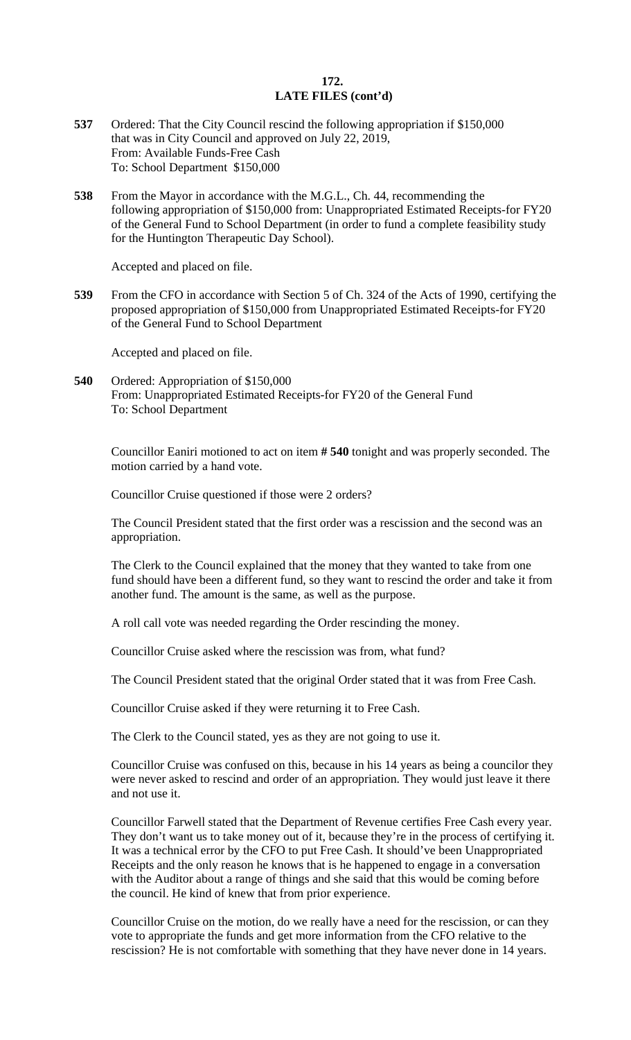## 172.
## LATE FILES (cont'd)

**537** Ordered: That the City Council rescind the following appropriation if $150,000 that was in City Council and approved on July 22, 2019,
From: Available Funds-Free Cash
To: School Department $150,000

**538** From the Mayor in accordance with the M.G.L., Ch. 44, recommending the following appropriation of $150,000 from: Unappropriated Estimated Receipts-for FY20 of the General Fund to School Department (in order to fund a complete feasibility study for the Huntington Therapeutic Day School).

Accepted and placed on file.

**539** From the CFO in accordance with Section 5 of Ch. 324 of the Acts of 1990, certifying the proposed appropriation of $150,000 from Unappropriated Estimated Receipts-for FY20 of the General Fund to School Department

Accepted and placed on file.

**540** Ordered: Appropriation of $150,000
From: Unappropriated Estimated Receipts-for FY20 of the General Fund
To: School Department

Councillor Eaniri motioned to act on item **# 540** tonight and was properly seconded. The motion carried by a hand vote.

Councillor Cruise questioned if those were 2 orders?

The Council President stated that the first order was a rescission and the second was an appropriation.

The Clerk to the Council explained that the money that they wanted to take from one fund should have been a different fund, so they want to rescind the order and take it from another fund. The amount is the same, as well as the purpose.

A roll call vote was needed regarding the Order rescinding the money.

Councillor Cruise asked where the rescission was from, what fund?

The Council President stated that the original Order stated that it was from Free Cash.

Councillor Cruise asked if they were returning it to Free Cash.

The Clerk to the Council stated, yes as they are not going to use it.

Councillor Cruise was confused on this, because in his 14 years as being a councilor they were never asked to rescind and order of an appropriation. They would just leave it there and not use it.

Councillor Farwell stated that the Department of Revenue certifies Free Cash every year. They don't want us to take money out of it, because they're in the process of certifying it. It was a technical error by the CFO to put Free Cash. It should've been Unappropriated Receipts and the only reason he knows that is he happened to engage in a conversation with the Auditor about a range of things and she said that this would be coming before the council. He kind of knew that from prior experience.

Councillor Cruise on the motion, do we really have a need for the rescission, or can they vote to appropriate the funds and get more information from the CFO relative to the rescission? He is not comfortable with something that they have never done in 14 years.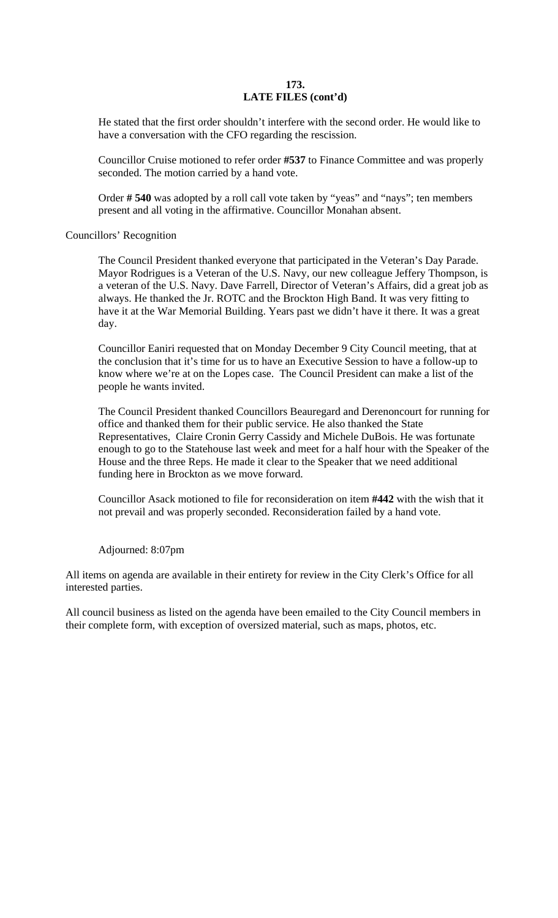**173.**
**LATE FILES (cont'd)**

He stated that the first order shouldn't interfere with the second order. He would like to have a conversation with the CFO regarding the rescission.

Councillor Cruise motioned to refer order **#537** to Finance Committee and was properly seconded. The motion carried by a hand vote.

Order **# 540** was adopted by a roll call vote taken by "yeas" and "nays"; ten members present and all voting in the affirmative. Councillor Monahan absent.

Councillors' Recognition

The Council President thanked everyone that participated in the Veteran's Day Parade. Mayor Rodrigues is a Veteran of the U.S. Navy, our new colleague Jeffery Thompson, is a veteran of the U.S. Navy. Dave Farrell, Director of Veteran's Affairs, did a great job as always. He thanked the Jr. ROTC and the Brockton High Band. It was very fitting to have it at the War Memorial Building. Years past we didn't have it there. It was a great day.

Councillor Eaniri requested that on Monday December 9 City Council meeting, that at the conclusion that it's time for us to have an Executive Session to have a follow-up to know where we're at on the Lopes case. The Council President can make a list of the people he wants invited.

The Council President thanked Councillors Beauregard and Derenoncourt for running for office and thanked them for their public service. He also thanked the State Representatives, Claire Cronin Gerry Cassidy and Michele DuBois. He was fortunate enough to go to the Statehouse last week and meet for a half hour with the Speaker of the House and the three Reps. He made it clear to the Speaker that we need additional funding here in Brockton as we move forward.

Councillor Asack motioned to file for reconsideration on item **#442** with the wish that it not prevail and was properly seconded. Reconsideration failed by a hand vote.

Adjourned: 8:07pm

All items on agenda are available in their entirety for review in the City Clerk's Office for all interested parties.

All council business as listed on the agenda have been emailed to the City Council members in their complete form, with exception of oversized material, such as maps, photos, etc.